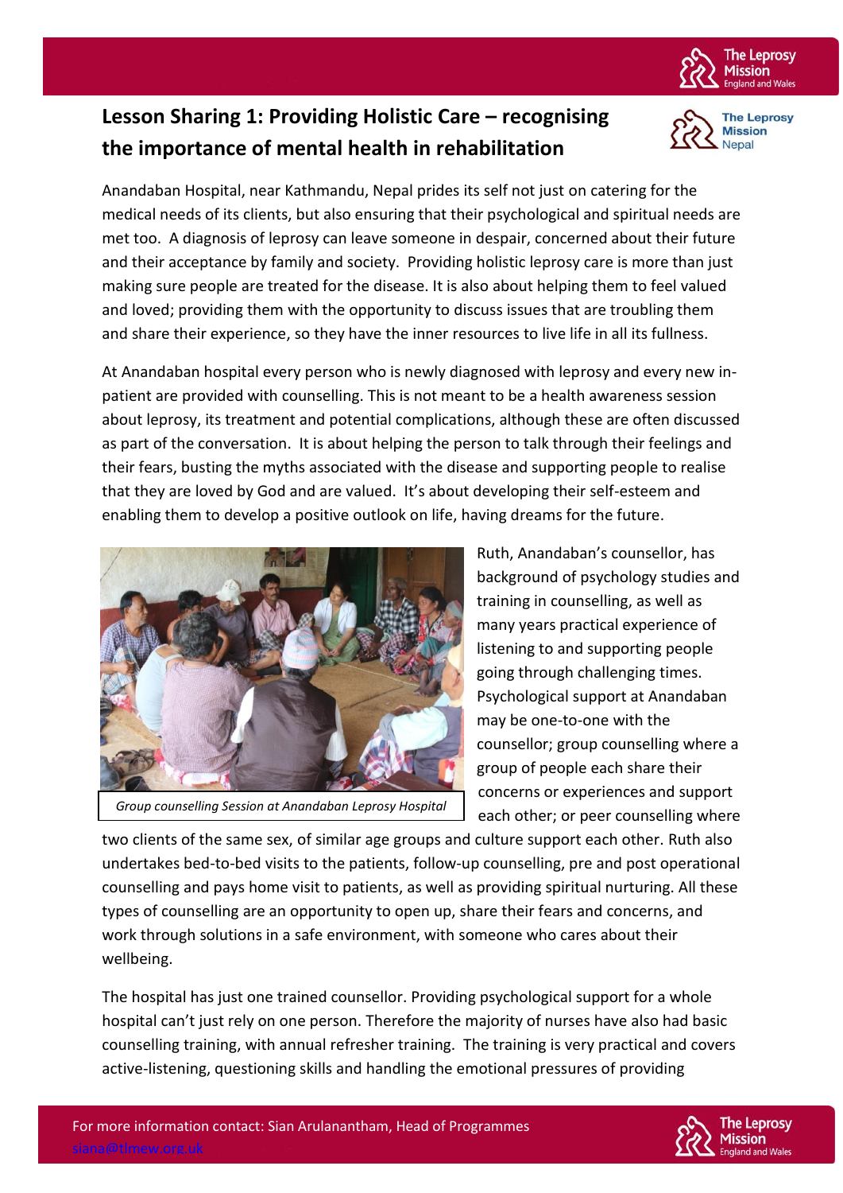# Lesson Sharing 1: Providing Holistic Care – recognising the importance of mental health in rehabilitation

Anandaban Hospital, near Kathmandu, Nepal prides its self not just on catering for the medical needs of its clients, but also ensuring that their psychological and spiritual needs are met too. A diagnosis of leprosy can leave someone in despair, concerned about their future and their acceptance by family and society. Providing holistic leprosy care is more than just making sure people are treated for the disease. It is also about helping them to feel valued and loved; providing them with the opportunity to discuss issues that are troubling them and share their experience, so they have the inner resources to live life in all its fullness.

At Anandaban hospital every person who is newly diagnosed with leprosy and every new in-patient are provided with counselling. This is not meant to be a health awareness session about leprosy, its treatment and potential complications, although these are often discussed as part of the conversation. It is about helping the person to talk through their feelings and their fears, busting the myths associated with the disease and supporting people to realise that they are loved by God and are valued. It's about developing their self-esteem and enabling them to develop a positive outlook on life, having dreams for the future.

*Group counselling Session at Anandaban Leprosy Hospital*

Ruth, Anandaban's counsellor, has background of psychology studies and training in counselling, as well as many years practical experience of listening to and supporting people going through challenging times. Psychological support at Anandaban may be one-to-one with the counsellor; group counselling where a group of people each share their concerns or experiences and support each other; or peer counselling where two clients of the same sex, of similar age groups and culture support each other. Ruth also undertakes bed-to-bed visits to the patients, follow-up counselling, pre and post operational counselling and pays home visit to patients, as well as providing spiritual nurturing. All these types of counselling are an opportunity to open up, share their fears and concerns, and work through solutions in a safe environment, with someone who cares about their wellbeing.

The hospital has just one trained counsellor. Providing psychological support for a whole hospital can't just rely on one person. Therefore the majority of nurses have also had basic counselling training, with annual refresher training. The training is very practical and covers active-listening, questioning skills and handling the emotional pressures of providing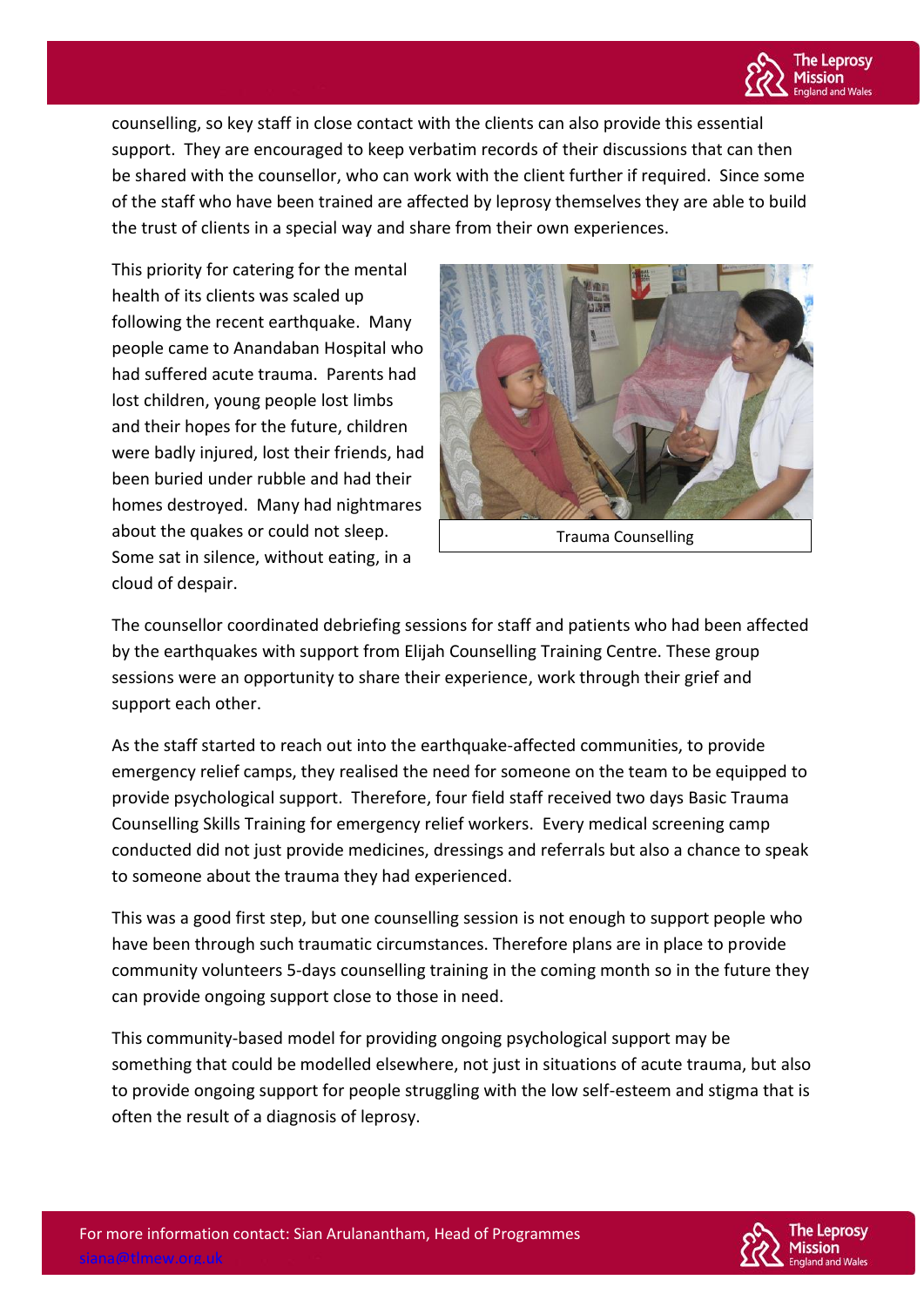counselling, so key staff in close contact with the clients can also provide this essential support. They are encouraged to keep verbatim records of their discussions that can then be shared with the counsellor, who can work with the client further if required. Since some of the staff who have been trained are affected by leprosy themselves they are able to build the trust of clients in a special way and share from their own experiences.

This priority for catering for the mental health of its clients was scaled up following the recent earthquake. Many people came to Anandaban Hospital who had suffered acute trauma. Parents had lost children, young people lost limbs and their hopes for the future, children were badly injured, lost their friends, had been buried under rubble and had their homes destroyed. Many had nightmares about the quakes or could not sleep. Some sat in silence, without eating, in a cloud of despair.

Trauma Counselling

The counsellor coordinated debriefing sessions for staff and patients who had been affected by the earthquakes with support from Elijah Counselling Training Centre. These group sessions were an opportunity to share their experience, work through their grief and support each other.

As the staff started to reach out into the earthquake-affected communities, to provide emergency relief camps, they realised the need for someone on the team to be equipped to provide psychological support. Therefore, four field staff received two days Basic Trauma Counselling Skills Training for emergency relief workers. Every medical screening camp conducted did not just provide medicines, dressings and referrals but also a chance to speak to someone about the trauma they had experienced.

This was a good first step, but one counselling session is not enough to support people who have been through such traumatic circumstances. Therefore plans are in place to provide community volunteers 5-days counselling training in the coming month so in the future they can provide ongoing support close to those in need.

This community-based model for providing ongoing psychological support may be something that could be modelled elsewhere, not just in situations of acute trauma, but also to provide ongoing support for people struggling with the low self-esteem and stigma that is often the result of a diagnosis of leprosy.